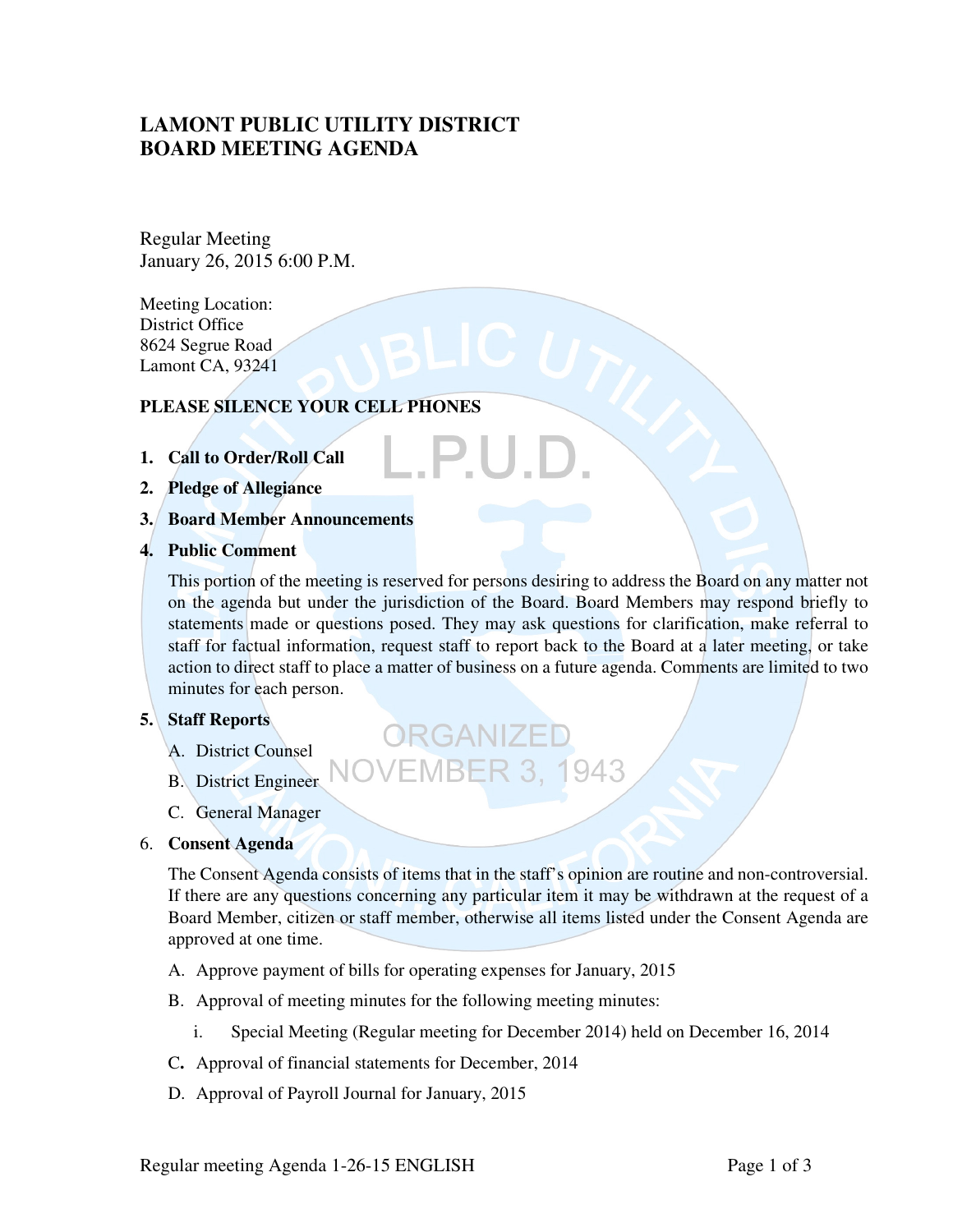# LAMONT PUBLIC UTILITY DISTRICT
# BOARD MEETING AGENDA

Regular Meeting
January 26, 2015 6:00 P.M.

Meeting Location:
District Office
8624 Segrue Road
Lamont CA, 93241

**PLEASE SILENCE YOUR CELL PHONES**

1. **Call to Order/Roll Call**
2. **Pledge of Allegiance**
3. **Board Member Announcements**
4. **Public Comment**

   This portion of the meeting is reserved for persons desiring to address the Board on any matter not on the agenda but under the jurisdiction of the Board. Board Members may respond briefly to statements made or questions posed. They may ask questions for clarification, make referral to staff for factual information, request staff to report back to the Board at a later meeting, or take action to direct staff to place a matter of business on a future agenda. Comments are limited to two minutes for each person.

5. **Staff Reports**

   A. District Counsel

   B. District Engineer

   C. General Manager

6. **Consent Agenda**

   The Consent Agenda consists of items that in the staff's opinion are routine and non-controversial. If there are any questions concerning any particular item it may be withdrawn at the request of a Board Member, citizen or staff member, otherwise all items listed under the Consent Agenda are approved at one time.

   A. Approve payment of bills for operating expenses for January, 2015

   B. Approval of meeting minutes for the following meeting minutes:

      i. Special Meeting (Regular meeting for December 2014) held on December 16, 2014

   C. Approval of financial statements for December, 2014

   D. Approval of Payroll Journal for January, 2015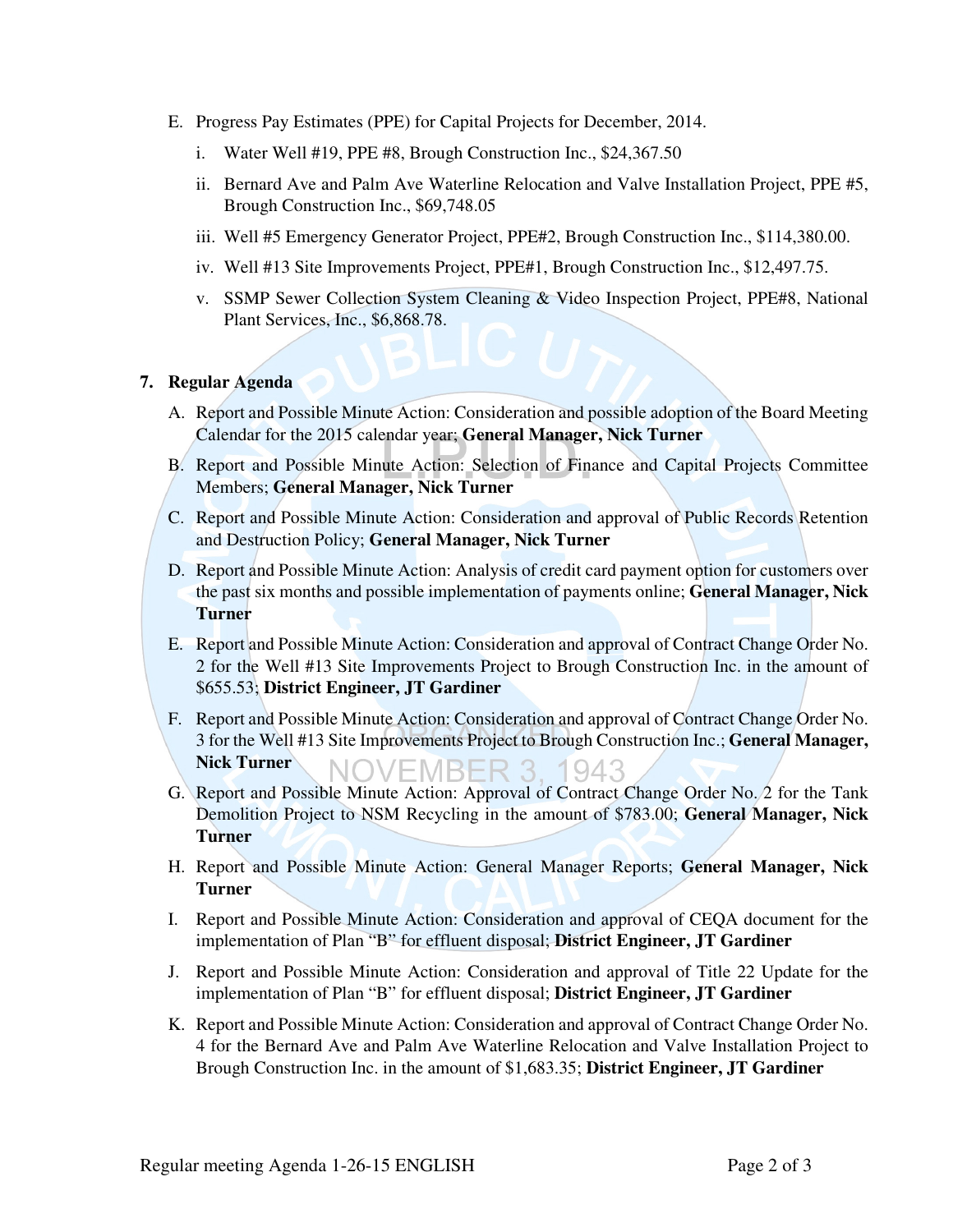E. Progress Pay Estimates (PPE) for Capital Projects for December, 2014.

   i. Water Well #19, PPE #8, Brough Construction Inc., $24,367.50

   ii. Bernard Ave and Palm Ave Waterline Relocation and Valve Installation Project, PPE #5, Brough Construction Inc., $69,748.05

   iii. Well #5 Emergency Generator Project, PPE#2, Brough Construction Inc., $114,380.00.

   iv. Well #13 Site Improvements Project, PPE#1, Brough Construction Inc., $12,497.75.

   v. SSMP Sewer Collection System Cleaning & Video Inspection Project, PPE#8, National Plant Services, Inc., $6,868.78.

**7. Regular Agenda**

A. Report and Possible Minute Action: Consideration and possible adoption of the Board Meeting Calendar for the 2015 calendar year; **General Manager, Nick Turner**

B. Report and Possible Minute Action: Selection of Finance and Capital Projects Committee Members; **General Manager, Nick Turner**

C. Report and Possible Minute Action: Consideration and approval of Public Records Retention and Destruction Policy; **General Manager, Nick Turner**

D. Report and Possible Minute Action: Analysis of credit card payment option for customers over the past six months and possible implementation of payments online; **General Manager, Nick Turner**

E. Report and Possible Minute Action: Consideration and approval of Contract Change Order No. 2 for the Well #13 Site Improvements Project to Brough Construction Inc. in the amount of $655.53; **District Engineer, JT Gardiner**

F. Report and Possible Minute Action: Consideration and approval of Contract Change Order No. 3 for the Well #13 Site Improvements Project to Brough Construction Inc.; **General Manager, Nick Turner**

G. Report and Possible Minute Action: Approval of Contract Change Order No. 2 for the Tank Demolition Project to NSM Recycling in the amount of $783.00; **General Manager, Nick Turner**

H. Report and Possible Minute Action: General Manager Reports; **General Manager, Nick Turner**

I. Report and Possible Minute Action: Consideration and approval of CEQA document for the implementation of Plan "B" for effluent disposal; **District Engineer, JT Gardiner**

J. Report and Possible Minute Action: Consideration and approval of Title 22 Update for the implementation of Plan "B" for effluent disposal; **District Engineer, JT Gardiner**

K. Report and Possible Minute Action: Consideration and approval of Contract Change Order No. 4 for the Bernard Ave and Palm Ave Waterline Relocation and Valve Installation Project to Brough Construction Inc. in the amount of $1,683.35; **District Engineer, JT Gardiner**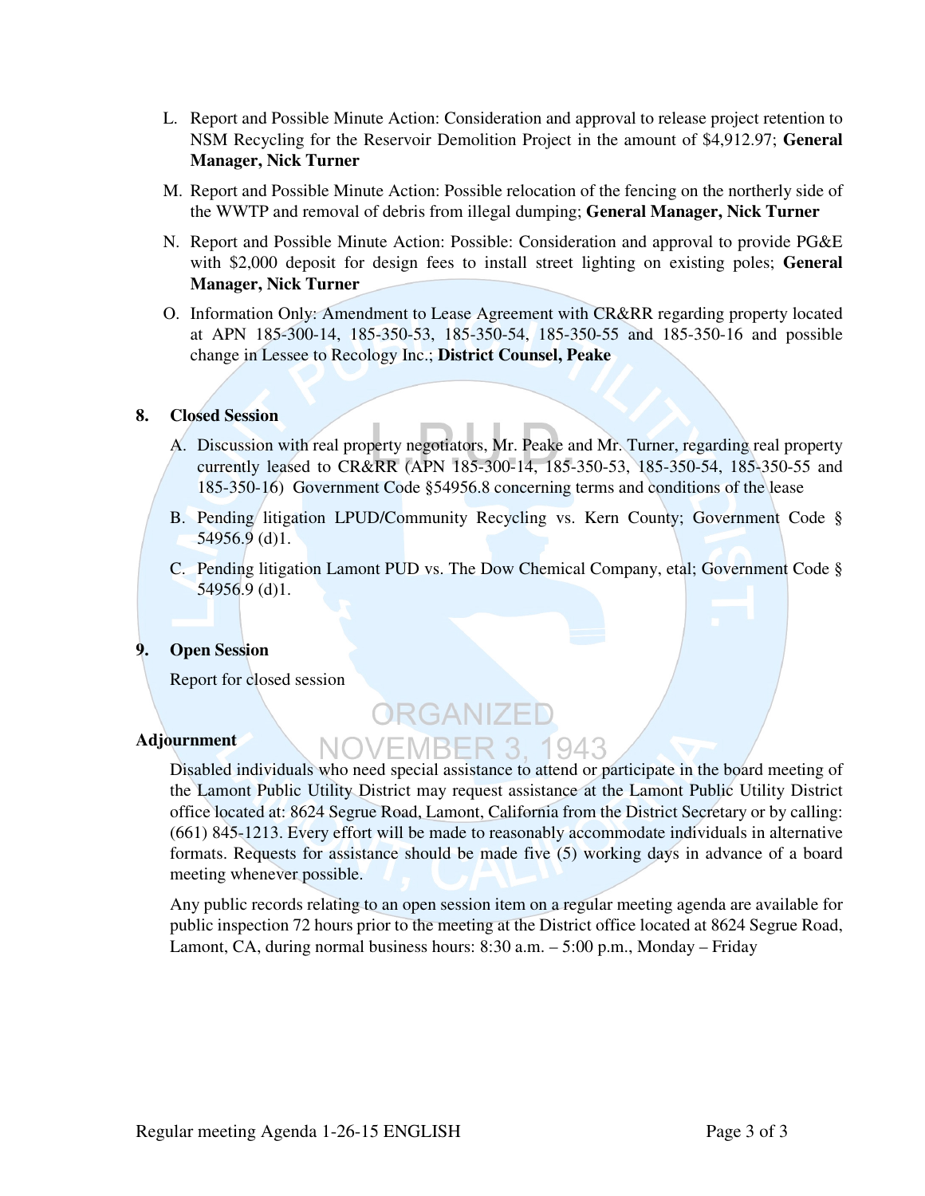L. Report and Possible Minute Action: Consideration and approval to release project retention to NSM Recycling for the Reservoir Demolition Project in the amount of $4,912.97; **General Manager, Nick Turner**

M. Report and Possible Minute Action: Possible relocation of the fencing on the northerly side of the WWTP and removal of debris from illegal dumping; **General Manager, Nick Turner**

N. Report and Possible Minute Action: Possible: Consideration and approval to provide PG&E with $2,000 deposit for design fees to install street lighting on existing poles; **General Manager, Nick Turner**

O. Information Only: Amendment to Lease Agreement with CR&RR regarding property located at APN 185-300-14, 185-350-53, 185-350-54, 185-350-55 and 185-350-16 and possible change in Lessee to Recology Inc.; **District Counsel, Peake**

**8. Closed Session**

A. Discussion with real property negotiators, Mr. Peake and Mr. Turner, regarding real property currently leased to CR&RR (APN 185-300-14, 185-350-53, 185-350-54, 185-350-55 and 185-350-16) Government Code §54956.8 concerning terms and conditions of the lease

B. Pending litigation LPUD/Community Recycling vs. Kern County; Government Code § 54956.9 (d)1.

C. Pending litigation Lamont PUD vs. The Dow Chemical Company, etal; Government Code § 54956.9 (d)1.

**9. Open Session**

Report for closed session

**Adjournment**

Disabled individuals who need special assistance to attend or participate in the board meeting of the Lamont Public Utility District may request assistance at the Lamont Public Utility District office located at: 8624 Segrue Road, Lamont, California from the District Secretary or by calling: (661) 845-1213. Every effort will be made to reasonably accommodate individuals in alternative formats. Requests for assistance should be made five (5) working days in advance of a board meeting whenever possible.

Any public records relating to an open session item on a regular meeting agenda are available for public inspection 72 hours prior to the meeting at the District office located at 8624 Segrue Road, Lamont, CA, during normal business hours: 8:30 a.m. – 5:00 p.m., Monday – Friday